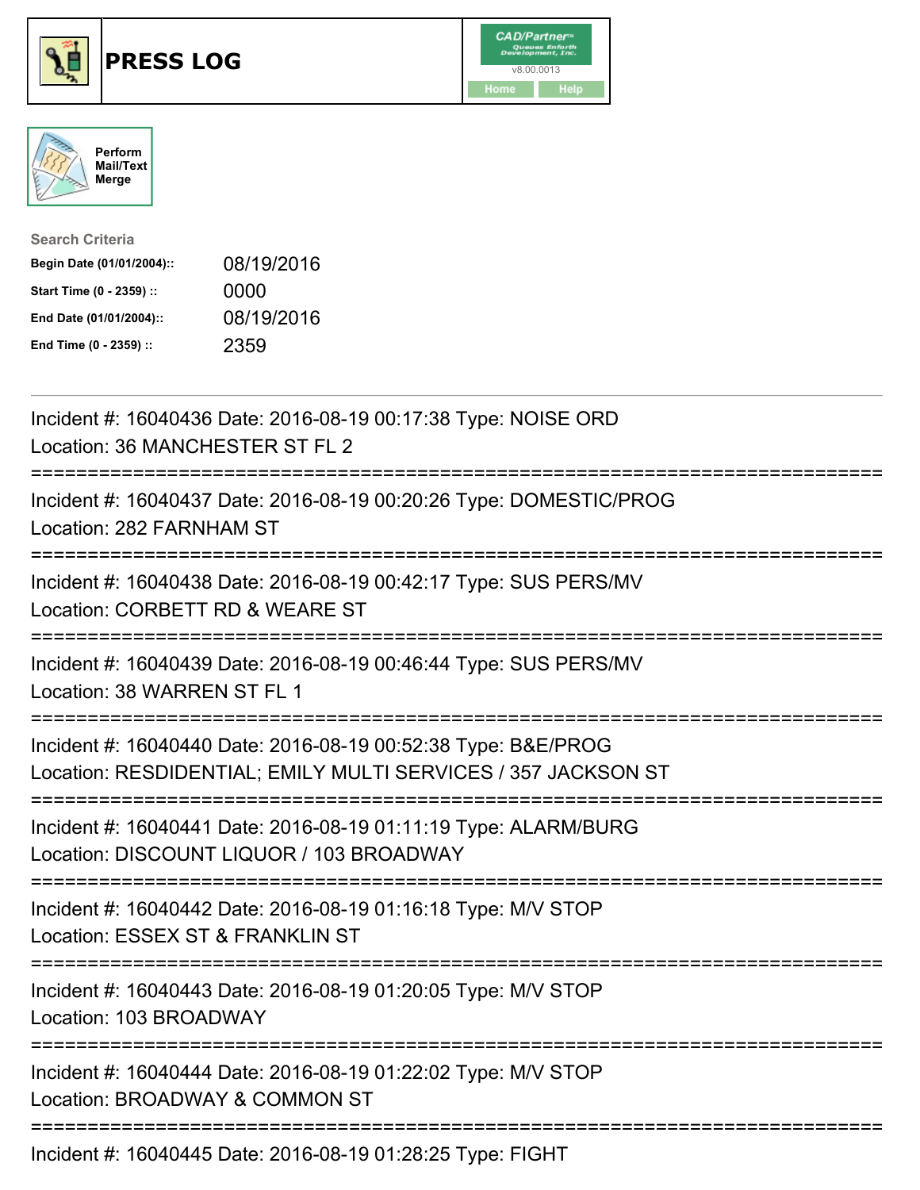# PRESS LOG

CAD/Partner
v8.00.0013
Home Help

Perform Mail/Text Merge

**Search Criteria**

| | |
|---|---|
| **Begin Date (01/01/2004)::** | 08/19/2016 |
| **Start Time (0 - 2359) ::** | 0000 |
| **End Date (01/01/2004)::** | 08/19/2016 |
| **End Time (0 - 2359) ::** | 2359 |

---

Incident #: 16040436 Date: 2016-08-19 00:17:38 Type: NOISE ORD
Location: 36 MANCHESTER ST FL 2

===========================================================================

Incident #: 16040437 Date: 2016-08-19 00:20:26 Type: DOMESTIC/PROG
Location: 282 FARNHAM ST

===========================================================================

Incident #: 16040438 Date: 2016-08-19 00:42:17 Type: SUS PERS/MV
Location: CORBETT RD & WEARE ST

===========================================================================

Incident #: 16040439 Date: 2016-08-19 00:46:44 Type: SUS PERS/MV
Location: 38 WARREN ST FL 1

===========================================================================

Incident #: 16040440 Date: 2016-08-19 00:52:38 Type: B&E/PROG
Location: RESDIDENTIAL; EMILY MULTI SERVICES / 357 JACKSON ST

===========================================================================

Incident #: 16040441 Date: 2016-08-19 01:11:19 Type: ALARM/BURG
Location: DISCOUNT LIQUOR / 103 BROADWAY

===========================================================================

Incident #: 16040442 Date: 2016-08-19 01:16:18 Type: M/V STOP
Location: ESSEX ST & FRANKLIN ST

===========================================================================

Incident #: 16040443 Date: 2016-08-19 01:20:05 Type: M/V STOP
Location: 103 BROADWAY

===========================================================================

Incident #: 16040444 Date: 2016-08-19 01:22:02 Type: M/V STOP
Location: BROADWAY & COMMON ST

===========================================================================

Incident #: 16040445 Date: 2016-08-19 01:28:25 Type: FIGHT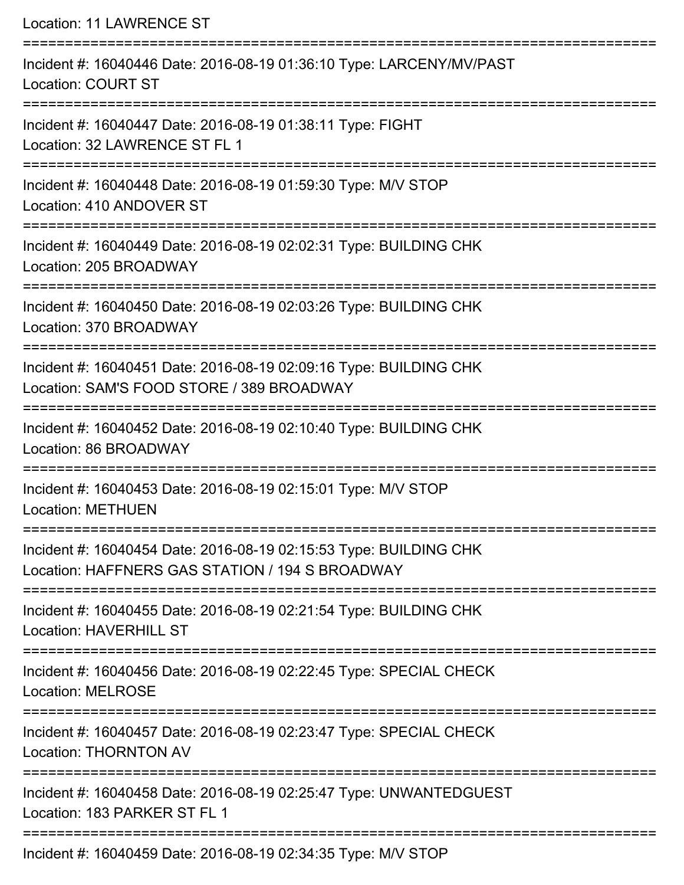Location: 11 LAWRENCE ST

===========================================================================

Incident #: 16040446 Date: 2016-08-19 01:36:10 Type: LARCENY/MV/PAST
Location: COURT ST

===========================================================================

Incident #: 16040447 Date: 2016-08-19 01:38:11 Type: FIGHT
Location: 32 LAWRENCE ST FL 1

===========================================================================

Incident #: 16040448 Date: 2016-08-19 01:59:30 Type: M/V STOP
Location: 410 ANDOVER ST

===========================================================================

Incident #: 16040449 Date: 2016-08-19 02:02:31 Type: BUILDING CHK
Location: 205 BROADWAY

===========================================================================

Incident #: 16040450 Date: 2016-08-19 02:03:26 Type: BUILDING CHK
Location: 370 BROADWAY

===========================================================================

Incident #: 16040451 Date: 2016-08-19 02:09:16 Type: BUILDING CHK
Location: SAM'S FOOD STORE / 389 BROADWAY

===========================================================================

Incident #: 16040452 Date: 2016-08-19 02:10:40 Type: BUILDING CHK
Location: 86 BROADWAY

===========================================================================

Incident #: 16040453 Date: 2016-08-19 02:15:01 Type: M/V STOP
Location: METHUEN

===========================================================================

Incident #: 16040454 Date: 2016-08-19 02:15:53 Type: BUILDING CHK
Location: HAFFNERS GAS STATION / 194 S BROADWAY

===========================================================================

Incident #: 16040455 Date: 2016-08-19 02:21:54 Type: BUILDING CHK
Location: HAVERHILL ST

===========================================================================

Incident #: 16040456 Date: 2016-08-19 02:22:45 Type: SPECIAL CHECK
Location: MELROSE

===========================================================================

Incident #: 16040457 Date: 2016-08-19 02:23:47 Type: SPECIAL CHECK
Location: THORNTON AV

===========================================================================

Incident #: 16040458 Date: 2016-08-19 02:25:47 Type: UNWANTEDGUEST
Location: 183 PARKER ST FL 1

===========================================================================

Incident #: 16040459 Date: 2016-08-19 02:34:35 Type: M/V STOP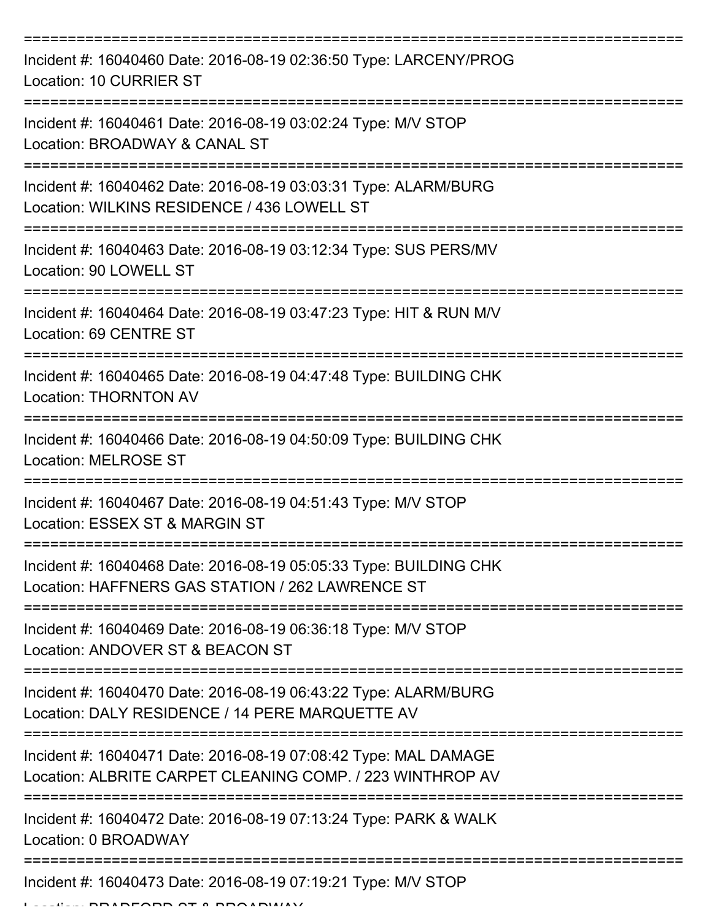===========================================================================

Incident #: 16040460 Date: 2016-08-19 02:36:50 Type: LARCENY/PROG

Location: 10 CURRIER ST

===========================================================================

Incident #: 16040461 Date: 2016-08-19 03:02:24 Type: M/V STOP

Location: BROADWAY & CANAL ST

===========================================================================

Incident #: 16040462 Date: 2016-08-19 03:03:31 Type: ALARM/BURG

Location: WILKINS RESIDENCE / 436 LOWELL ST

===========================================================================

Incident #: 16040463 Date: 2016-08-19 03:12:34 Type: SUS PERS/MV

Location: 90 LOWELL ST

===========================================================================

Incident #: 16040464 Date: 2016-08-19 03:47:23 Type: HIT & RUN M/V

Location: 69 CENTRE ST

===========================================================================

Incident #: 16040465 Date: 2016-08-19 04:47:48 Type: BUILDING CHK

Location: THORNTON AV

===========================================================================

Incident #: 16040466 Date: 2016-08-19 04:50:09 Type: BUILDING CHK

Location: MELROSE ST

===========================================================================

Incident #: 16040467 Date: 2016-08-19 04:51:43 Type: M/V STOP

Location: ESSEX ST & MARGIN ST

===========================================================================

Incident #: 16040468 Date: 2016-08-19 05:05:33 Type: BUILDING CHK

Location: HAFFNERS GAS STATION / 262 LAWRENCE ST

===========================================================================

Incident #: 16040469 Date: 2016-08-19 06:36:18 Type: M/V STOP

Location: ANDOVER ST & BEACON ST

===========================================================================

Incident #: 16040470 Date: 2016-08-19 06:43:22 Type: ALARM/BURG

Location: DALY RESIDENCE / 14 PERE MARQUETTE AV

===========================================================================

Incident #: 16040471 Date: 2016-08-19 07:08:42 Type: MAL DAMAGE

Location: ALBRITE CARPET CLEANING COMP. / 223 WINTHROP AV

===========================================================================

Incident #: 16040472 Date: 2016-08-19 07:13:24 Type: PARK & WALK

Location: 0 BROADWAY

===========================================================================

Incident #: 16040473 Date: 2016-08-19 07:19:21 Type: M/V STOP

Location: BRADFORD ST & BROADWAY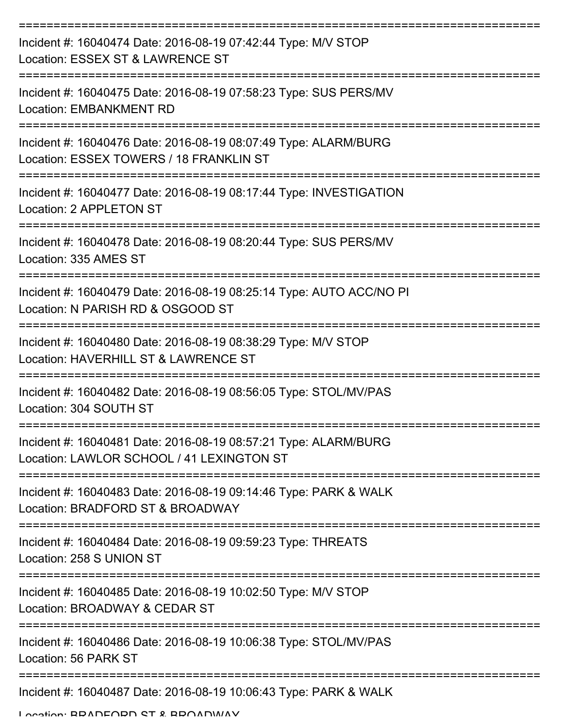===========================================================================
Incident #: 16040474 Date: 2016-08-19 07:42:44 Type: M/V STOP
Location: ESSEX ST & LAWRENCE ST
===========================================================================
Incident #: 16040475 Date: 2016-08-19 07:58:23 Type: SUS PERS/MV
Location: EMBANKMENT RD
===========================================================================
Incident #: 16040476 Date: 2016-08-19 08:07:49 Type: ALARM/BURG
Location: ESSEX TOWERS / 18 FRANKLIN ST
===========================================================================
Incident #: 16040477 Date: 2016-08-19 08:17:44 Type: INVESTIGATION
Location: 2 APPLETON ST
===========================================================================
Incident #: 16040478 Date: 2016-08-19 08:20:44 Type: SUS PERS/MV
Location: 335 AMES ST
===========================================================================
Incident #: 16040479 Date: 2016-08-19 08:25:14 Type: AUTO ACC/NO PI
Location: N PARISH RD & OSGOOD ST
===========================================================================
Incident #: 16040480 Date: 2016-08-19 08:38:29 Type: M/V STOP
Location: HAVERHILL ST & LAWRENCE ST
===========================================================================
Incident #: 16040482 Date: 2016-08-19 08:56:05 Type: STOL/MV/PAS
Location: 304 SOUTH ST
===========================================================================
Incident #: 16040481 Date: 2016-08-19 08:57:21 Type: ALARM/BURG
Location: LAWLOR SCHOOL / 41 LEXINGTON ST
===========================================================================
Incident #: 16040483 Date: 2016-08-19 09:14:46 Type: PARK & WALK
Location: BRADFORD ST & BROADWAY
===========================================================================
Incident #: 16040484 Date: 2016-08-19 09:59:23 Type: THREATS
Location: 258 S UNION ST
===========================================================================
Incident #: 16040485 Date: 2016-08-19 10:02:50 Type: M/V STOP
Location: BROADWAY & CEDAR ST
===========================================================================
Incident #: 16040486 Date: 2016-08-19 10:06:38 Type: STOL/MV/PAS
Location: 56 PARK ST
===========================================================================
Incident #: 16040487 Date: 2016-08-19 10:06:43 Type: PARK & WALK
Location: BRADFORD ST & BROADWAY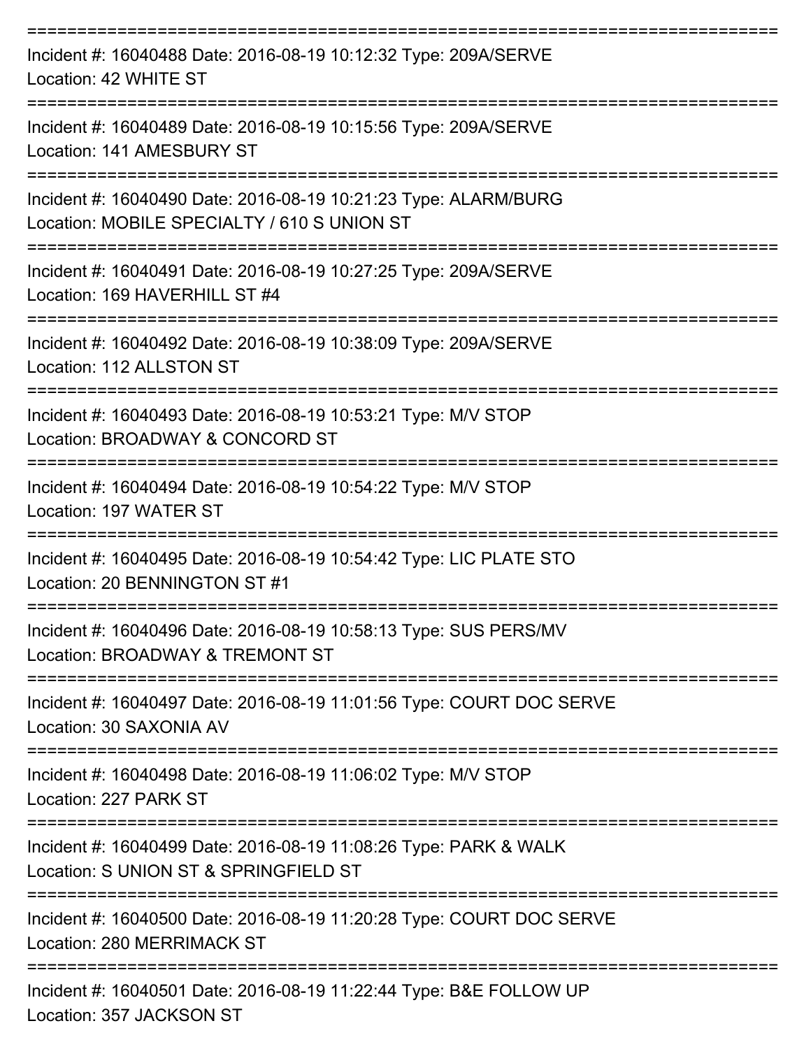===========================================================================

Incident #: 16040488 Date: 2016-08-19 10:12:32 Type: 209A/SERVE
Location: 42 WHITE ST

===========================================================================

Incident #: 16040489 Date: 2016-08-19 10:15:56 Type: 209A/SERVE
Location: 141 AMESBURY ST

===========================================================================

Incident #: 16040490 Date: 2016-08-19 10:21:23 Type: ALARM/BURG
Location: MOBILE SPECIALTY / 610 S UNION ST

===========================================================================

Incident #: 16040491 Date: 2016-08-19 10:27:25 Type: 209A/SERVE
Location: 169 HAVERHILL ST #4

===========================================================================

Incident #: 16040492 Date: 2016-08-19 10:38:09 Type: 209A/SERVE
Location: 112 ALLSTON ST

===========================================================================

Incident #: 16040493 Date: 2016-08-19 10:53:21 Type: M/V STOP
Location: BROADWAY & CONCORD ST

===========================================================================

Incident #: 16040494 Date: 2016-08-19 10:54:22 Type: M/V STOP
Location: 197 WATER ST

===========================================================================

Incident #: 16040495 Date: 2016-08-19 10:54:42 Type: LIC PLATE STO
Location: 20 BENNINGTON ST #1

===========================================================================

Incident #: 16040496 Date: 2016-08-19 10:58:13 Type: SUS PERS/MV
Location: BROADWAY & TREMONT ST

===========================================================================

Incident #: 16040497 Date: 2016-08-19 11:01:56 Type: COURT DOC SERVE
Location: 30 SAXONIA AV

===========================================================================

Incident #: 16040498 Date: 2016-08-19 11:06:02 Type: M/V STOP
Location: 227 PARK ST

===========================================================================

Incident #: 16040499 Date: 2016-08-19 11:08:26 Type: PARK & WALK
Location: S UNION ST & SPRINGFIELD ST

===========================================================================

Incident #: 16040500 Date: 2016-08-19 11:20:28 Type: COURT DOC SERVE
Location: 280 MERRIMACK ST

===========================================================================

Incident #: 16040501 Date: 2016-08-19 11:22:44 Type: B&E FOLLOW UP
Location: 357 JACKSON ST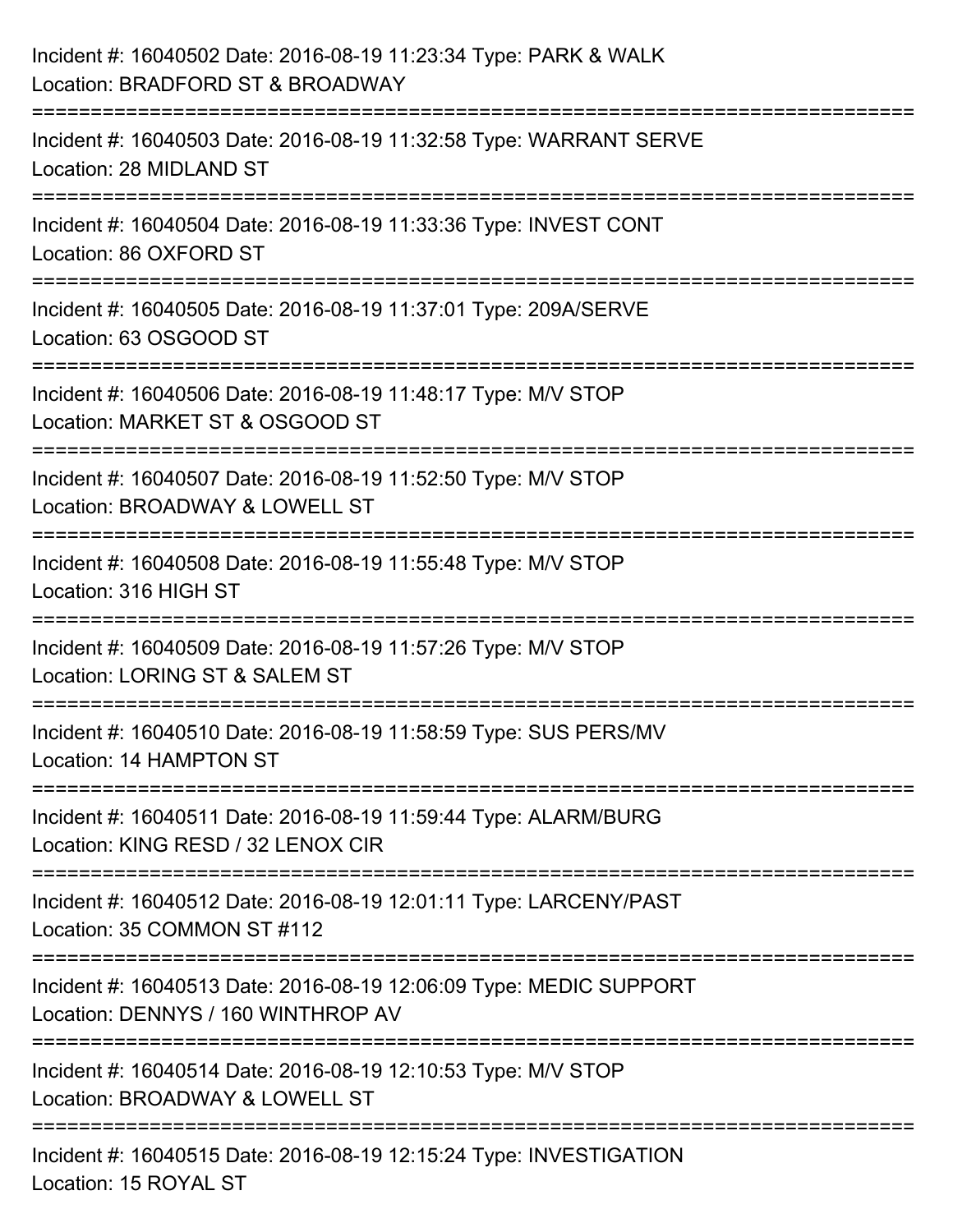Incident #: 16040502 Date: 2016-08-19 11:23:34 Type: PARK & WALK
Location: BRADFORD ST & BROADWAY

===========================================================================

Incident #: 16040503 Date: 2016-08-19 11:32:58 Type: WARRANT SERVE
Location: 28 MIDLAND ST

===========================================================================

Incident #: 16040504 Date: 2016-08-19 11:33:36 Type: INVEST CONT
Location: 86 OXFORD ST

===========================================================================

Incident #: 16040505 Date: 2016-08-19 11:37:01 Type: 209A/SERVE
Location: 63 OSGOOD ST

===========================================================================

Incident #: 16040506 Date: 2016-08-19 11:48:17 Type: M/V STOP
Location: MARKET ST & OSGOOD ST

===========================================================================

Incident #: 16040507 Date: 2016-08-19 11:52:50 Type: M/V STOP
Location: BROADWAY & LOWELL ST

===========================================================================

Incident #: 16040508 Date: 2016-08-19 11:55:48 Type: M/V STOP
Location: 316 HIGH ST

===========================================================================

Incident #: 16040509 Date: 2016-08-19 11:57:26 Type: M/V STOP
Location: LORING ST & SALEM ST

===========================================================================

Incident #: 16040510 Date: 2016-08-19 11:58:59 Type: SUS PERS/MV
Location: 14 HAMPTON ST

===========================================================================

Incident #: 16040511 Date: 2016-08-19 11:59:44 Type: ALARM/BURG
Location: KING RESD / 32 LENOX CIR

===========================================================================

Incident #: 16040512 Date: 2016-08-19 12:01:11 Type: LARCENY/PAST
Location: 35 COMMON ST #112

===========================================================================

Incident #: 16040513 Date: 2016-08-19 12:06:09 Type: MEDIC SUPPORT
Location: DENNYS / 160 WINTHROP AV

===========================================================================

Incident #: 16040514 Date: 2016-08-19 12:10:53 Type: M/V STOP
Location: BROADWAY & LOWELL ST

===========================================================================

Incident #: 16040515 Date: 2016-08-19 12:15:24 Type: INVESTIGATION
Location: 15 ROYAL ST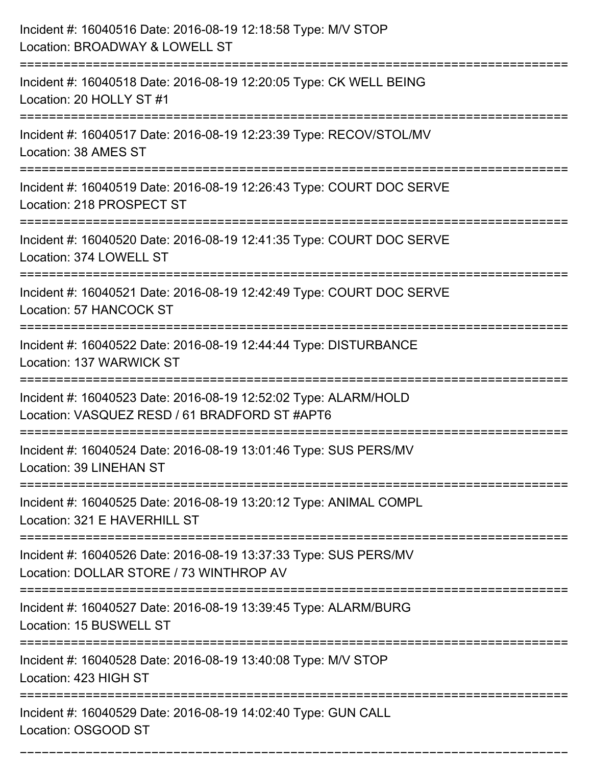Incident #: 16040516 Date: 2016-08-19 12:18:58 Type: M/V STOP
Location: BROADWAY & LOWELL ST

===========================================================================

Incident #: 16040518 Date: 2016-08-19 12:20:05 Type: CK WELL BEING
Location: 20 HOLLY ST #1

===========================================================================

Incident #: 16040517 Date: 2016-08-19 12:23:39 Type: RECOV/STOL/MV
Location: 38 AMES ST

===========================================================================

Incident #: 16040519 Date: 2016-08-19 12:26:43 Type: COURT DOC SERVE
Location: 218 PROSPECT ST

===========================================================================

Incident #: 16040520 Date: 2016-08-19 12:41:35 Type: COURT DOC SERVE
Location: 374 LOWELL ST

===========================================================================

Incident #: 16040521 Date: 2016-08-19 12:42:49 Type: COURT DOC SERVE
Location: 57 HANCOCK ST

===========================================================================

Incident #: 16040522 Date: 2016-08-19 12:44:44 Type: DISTURBANCE
Location: 137 WARWICK ST

===========================================================================

Incident #: 16040523 Date: 2016-08-19 12:52:02 Type: ALARM/HOLD
Location: VASQUEZ RESD / 61 BRADFORD ST #APT6

===========================================================================

Incident #: 16040524 Date: 2016-08-19 13:01:46 Type: SUS PERS/MV
Location: 39 LINEHAN ST

===========================================================================

Incident #: 16040525 Date: 2016-08-19 13:20:12 Type: ANIMAL COMPL
Location: 321 E HAVERHILL ST

===========================================================================

Incident #: 16040526 Date: 2016-08-19 13:37:33 Type: SUS PERS/MV
Location: DOLLAR STORE / 73 WINTHROP AV

===========================================================================

Incident #: 16040527 Date: 2016-08-19 13:39:45 Type: ALARM/BURG
Location: 15 BUSWELL ST

===========================================================================

Incident #: 16040528 Date: 2016-08-19 13:40:08 Type: M/V STOP
Location: 423 HIGH ST

===========================================================================

Incident #: 16040529 Date: 2016-08-19 14:02:40 Type: GUN CALL
Location: OSGOOD ST

===========================================================================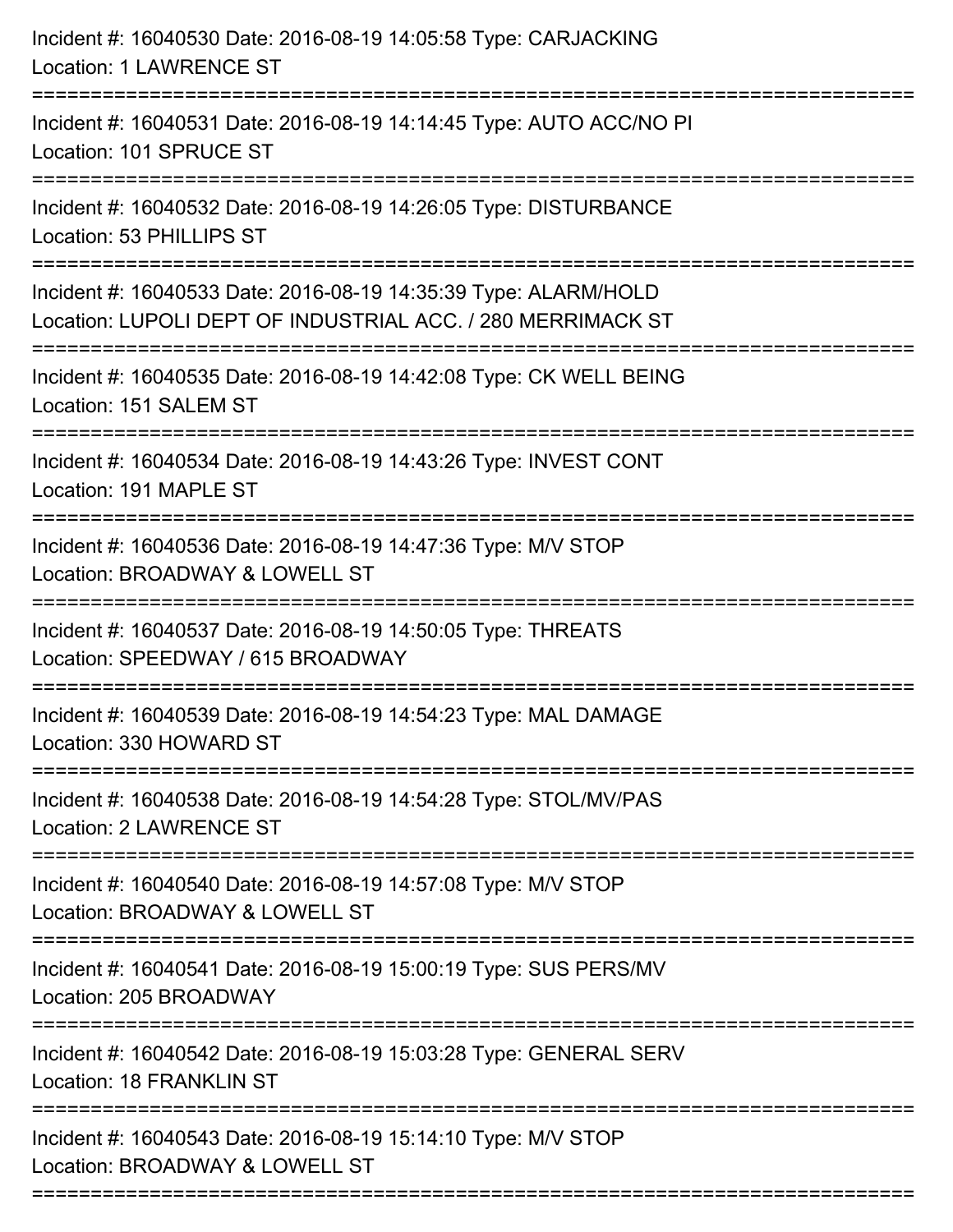Incident #: 16040530 Date: 2016-08-19 14:05:58 Type: CARJACKING
Location: 1 LAWRENCE ST

===========================================================================

Incident #: 16040531 Date: 2016-08-19 14:14:45 Type: AUTO ACC/NO PI
Location: 101 SPRUCE ST

===========================================================================

Incident #: 16040532 Date: 2016-08-19 14:26:05 Type: DISTURBANCE
Location: 53 PHILLIPS ST

===========================================================================

Incident #: 16040533 Date: 2016-08-19 14:35:39 Type: ALARM/HOLD
Location: LUPOLI DEPT OF INDUSTRIAL ACC. / 280 MERRIMACK ST

===========================================================================

Incident #: 16040535 Date: 2016-08-19 14:42:08 Type: CK WELL BEING
Location: 151 SALEM ST

===========================================================================

Incident #: 16040534 Date: 2016-08-19 14:43:26 Type: INVEST CONT
Location: 191 MAPLE ST

===========================================================================

Incident #: 16040536 Date: 2016-08-19 14:47:36 Type: M/V STOP
Location: BROADWAY & LOWELL ST

===========================================================================

Incident #: 16040537 Date: 2016-08-19 14:50:05 Type: THREATS
Location: SPEEDWAY / 615 BROADWAY

===========================================================================

Incident #: 16040539 Date: 2016-08-19 14:54:23 Type: MAL DAMAGE
Location: 330 HOWARD ST

===========================================================================

Incident #: 16040538 Date: 2016-08-19 14:54:28 Type: STOL/MV/PAS
Location: 2 LAWRENCE ST

===========================================================================

Incident #: 16040540 Date: 2016-08-19 14:57:08 Type: M/V STOP
Location: BROADWAY & LOWELL ST

===========================================================================

Incident #: 16040541 Date: 2016-08-19 15:00:19 Type: SUS PERS/MV
Location: 205 BROADWAY

===========================================================================

Incident #: 16040542 Date: 2016-08-19 15:03:28 Type: GENERAL SERV
Location: 18 FRANKLIN ST

===========================================================================

Incident #: 16040543 Date: 2016-08-19 15:14:10 Type: M/V STOP
Location: BROADWAY & LOWELL ST

===========================================================================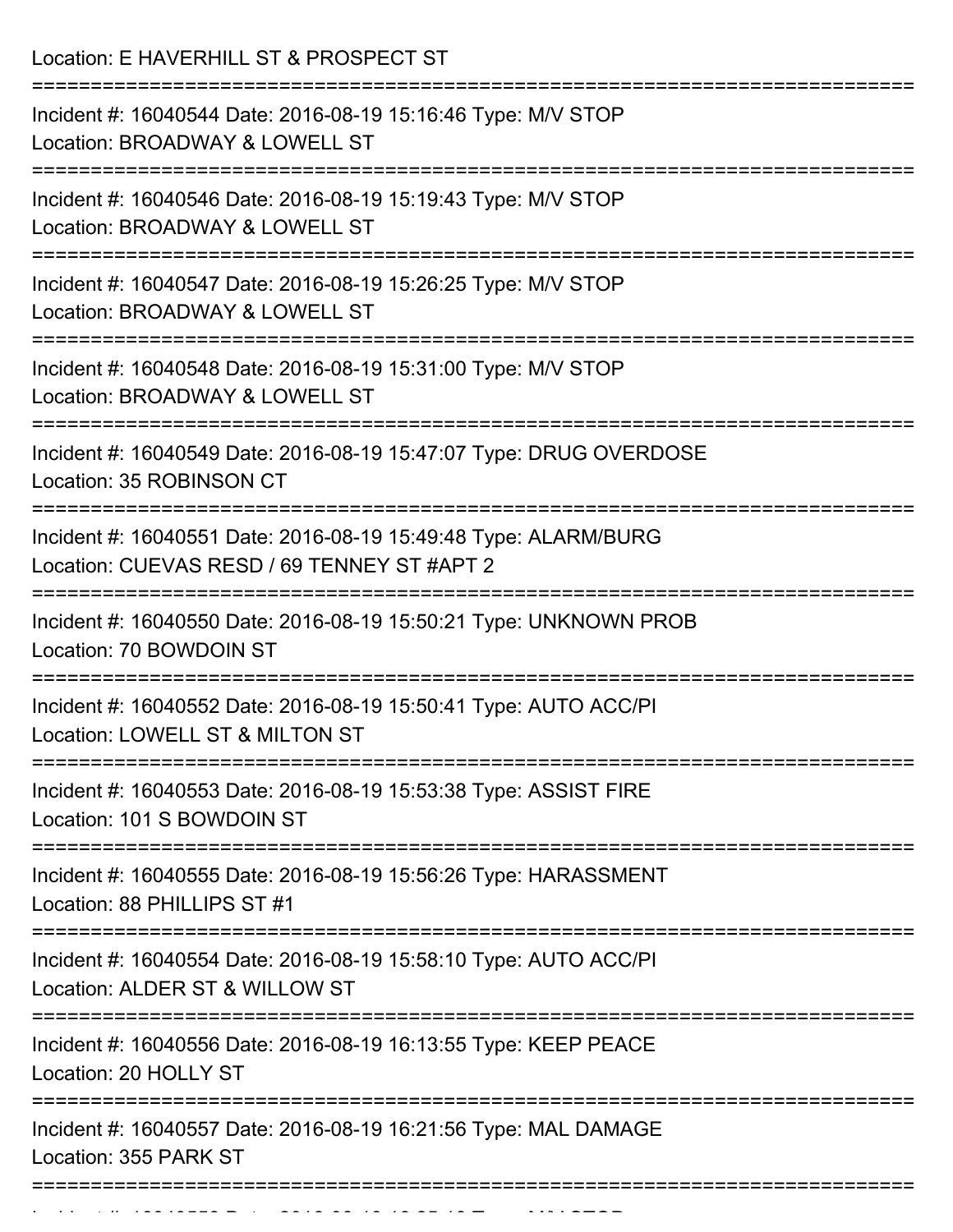Location: E HAVERHILL ST & PROSPECT ST

===========================================================================

Incident #: 16040544 Date: 2016-08-19 15:16:46 Type: M/V STOP
Location: BROADWAY & LOWELL ST

===========================================================================

Incident #: 16040546 Date: 2016-08-19 15:19:43 Type: M/V STOP
Location: BROADWAY & LOWELL ST

===========================================================================

Incident #: 16040547 Date: 2016-08-19 15:26:25 Type: M/V STOP
Location: BROADWAY & LOWELL ST

===========================================================================

Incident #: 16040548 Date: 2016-08-19 15:31:00 Type: M/V STOP
Location: BROADWAY & LOWELL ST

===========================================================================

Incident #: 16040549 Date: 2016-08-19 15:47:07 Type: DRUG OVERDOSE
Location: 35 ROBINSON CT

===========================================================================

Incident #: 16040551 Date: 2016-08-19 15:49:48 Type: ALARM/BURG
Location: CUEVAS RESD / 69 TENNEY ST #APT 2

===========================================================================

Incident #: 16040550 Date: 2016-08-19 15:50:21 Type: UNKNOWN PROB
Location: 70 BOWDOIN ST

===========================================================================

Incident #: 16040552 Date: 2016-08-19 15:50:41 Type: AUTO ACC/PI
Location: LOWELL ST & MILTON ST

===========================================================================

Incident #: 16040553 Date: 2016-08-19 15:53:38 Type: ASSIST FIRE
Location: 101 S BOWDOIN ST

===========================================================================

Incident #: 16040555 Date: 2016-08-19 15:56:26 Type: HARASSMENT
Location: 88 PHILLIPS ST #1

===========================================================================

Incident #: 16040554 Date: 2016-08-19 15:58:10 Type: AUTO ACC/PI
Location: ALDER ST & WILLOW ST

===========================================================================

Incident #: 16040556 Date: 2016-08-19 16:13:55 Type: KEEP PEACE
Location: 20 HOLLY ST

===========================================================================

Incident #: 16040557 Date: 2016-08-19 16:21:56 Type: MAL DAMAGE
Location: 355 PARK ST

===========================================================================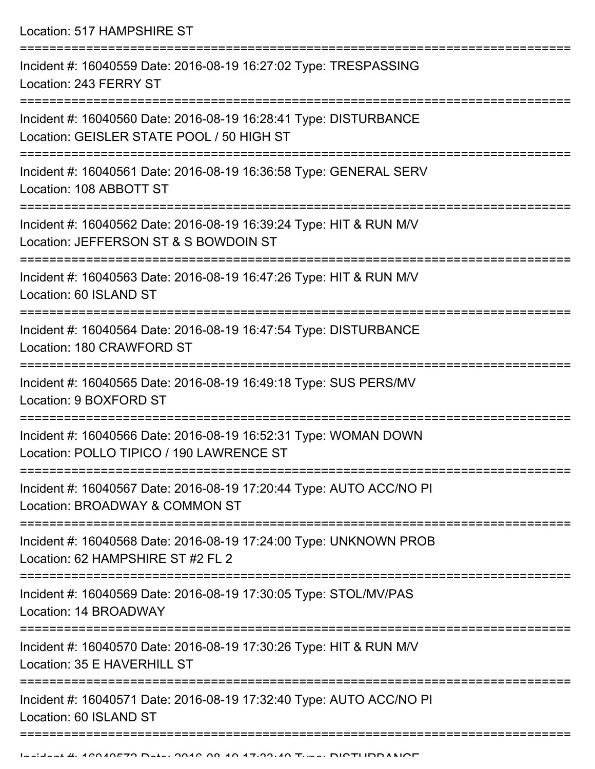Location: 517 HAMPSHIRE ST

===========================================================================

Incident #: 16040559 Date: 2016-08-19 16:27:02 Type: TRESPASSING
Location: 243 FERRY ST

===========================================================================

Incident #: 16040560 Date: 2016-08-19 16:28:41 Type: DISTURBANCE
Location: GEISLER STATE POOL / 50 HIGH ST

===========================================================================

Incident #: 16040561 Date: 2016-08-19 16:36:58 Type: GENERAL SERV
Location: 108 ABBOTT ST

===========================================================================

Incident #: 16040562 Date: 2016-08-19 16:39:24 Type: HIT & RUN M/V
Location: JEFFERSON ST & S BOWDOIN ST

===========================================================================

Incident #: 16040563 Date: 2016-08-19 16:47:26 Type: HIT & RUN M/V
Location: 60 ISLAND ST

===========================================================================

Incident #: 16040564 Date: 2016-08-19 16:47:54 Type: DISTURBANCE
Location: 180 CRAWFORD ST

===========================================================================

Incident #: 16040565 Date: 2016-08-19 16:49:18 Type: SUS PERS/MV
Location: 9 BOXFORD ST

===========================================================================

Incident #: 16040566 Date: 2016-08-19 16:52:31 Type: WOMAN DOWN
Location: POLLO TIPICO / 190 LAWRENCE ST

===========================================================================

Incident #: 16040567 Date: 2016-08-19 17:20:44 Type: AUTO ACC/NO PI
Location: BROADWAY & COMMON ST

===========================================================================

Incident #: 16040568 Date: 2016-08-19 17:24:00 Type: UNKNOWN PROB
Location: 62 HAMPSHIRE ST #2 FL 2

===========================================================================

Incident #: 16040569 Date: 2016-08-19 17:30:05 Type: STOL/MV/PAS
Location: 14 BROADWAY

===========================================================================

Incident #: 16040570 Date: 2016-08-19 17:30:26 Type: HIT & RUN M/V
Location: 35 E HAVERHILL ST

===========================================================================

Incident #: 16040571 Date: 2016-08-19 17:32:40 Type: AUTO ACC/NO PI
Location: 60 ISLAND ST

===========================================================================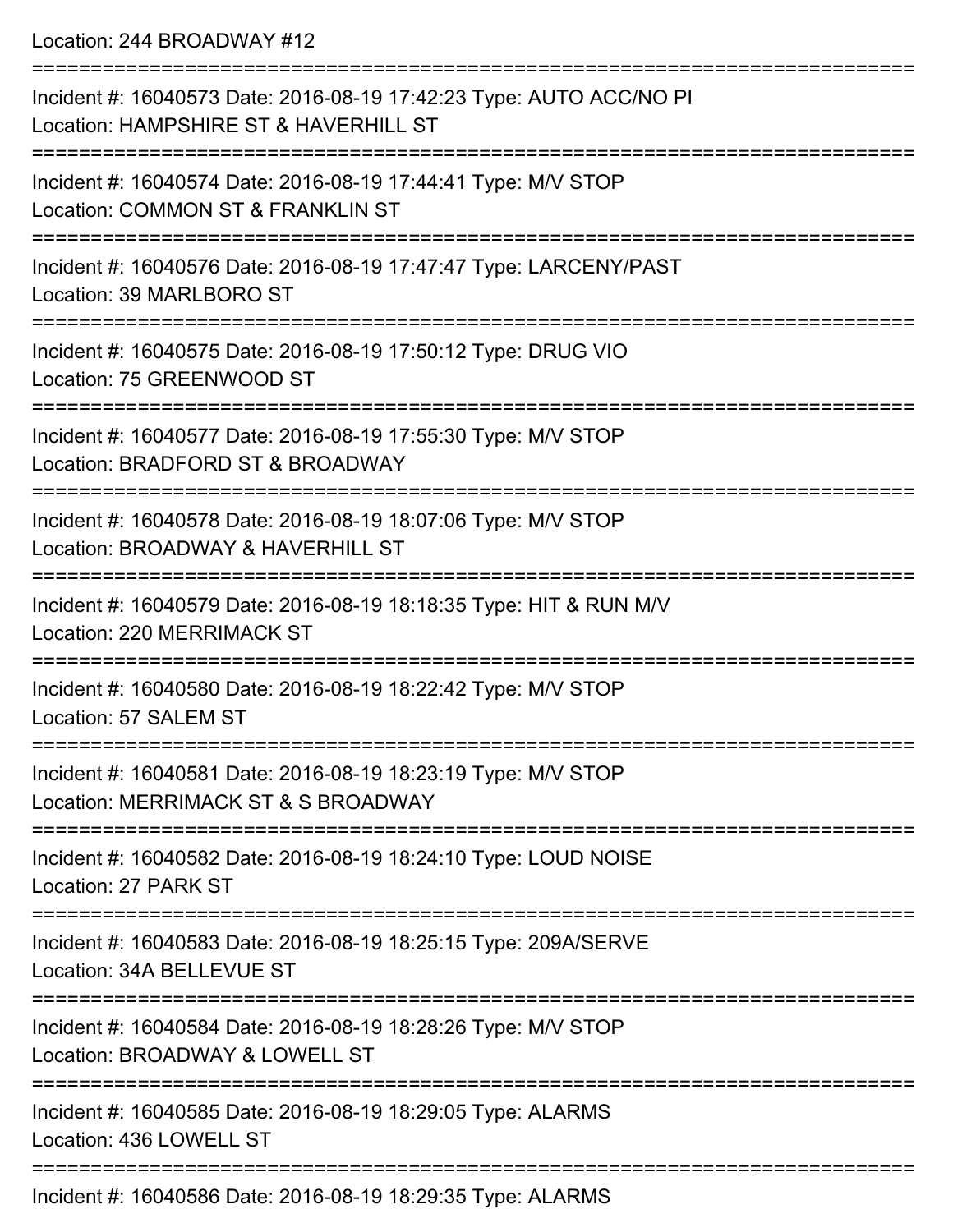Location: 244 BROADWAY #12

===========================================================================

Incident #: 16040573 Date: 2016-08-19 17:42:23 Type: AUTO ACC/NO PI
Location: HAMPSHIRE ST & HAVERHILL ST

===========================================================================

Incident #: 16040574 Date: 2016-08-19 17:44:41 Type: M/V STOP
Location: COMMON ST & FRANKLIN ST

===========================================================================

Incident #: 16040576 Date: 2016-08-19 17:47:47 Type: LARCENY/PAST
Location: 39 MARLBORO ST

===========================================================================

Incident #: 16040575 Date: 2016-08-19 17:50:12 Type: DRUG VIO
Location: 75 GREENWOOD ST

===========================================================================

Incident #: 16040577 Date: 2016-08-19 17:55:30 Type: M/V STOP
Location: BRADFORD ST & BROADWAY

===========================================================================

Incident #: 16040578 Date: 2016-08-19 18:07:06 Type: M/V STOP
Location: BROADWAY & HAVERHILL ST

===========================================================================

Incident #: 16040579 Date: 2016-08-19 18:18:35 Type: HIT & RUN M/V
Location: 220 MERRIMACK ST

===========================================================================

Incident #: 16040580 Date: 2016-08-19 18:22:42 Type: M/V STOP
Location: 57 SALEM ST

===========================================================================

Incident #: 16040581 Date: 2016-08-19 18:23:19 Type: M/V STOP
Location: MERRIMACK ST & S BROADWAY

===========================================================================

Incident #: 16040582 Date: 2016-08-19 18:24:10 Type: LOUD NOISE
Location: 27 PARK ST

===========================================================================

Incident #: 16040583 Date: 2016-08-19 18:25:15 Type: 209A/SERVE
Location: 34A BELLEVUE ST

===========================================================================

Incident #: 16040584 Date: 2016-08-19 18:28:26 Type: M/V STOP
Location: BROADWAY & LOWELL ST

===========================================================================

Incident #: 16040585 Date: 2016-08-19 18:29:05 Type: ALARMS
Location: 436 LOWELL ST

===========================================================================

Incident #: 16040586 Date: 2016-08-19 18:29:35 Type: ALARMS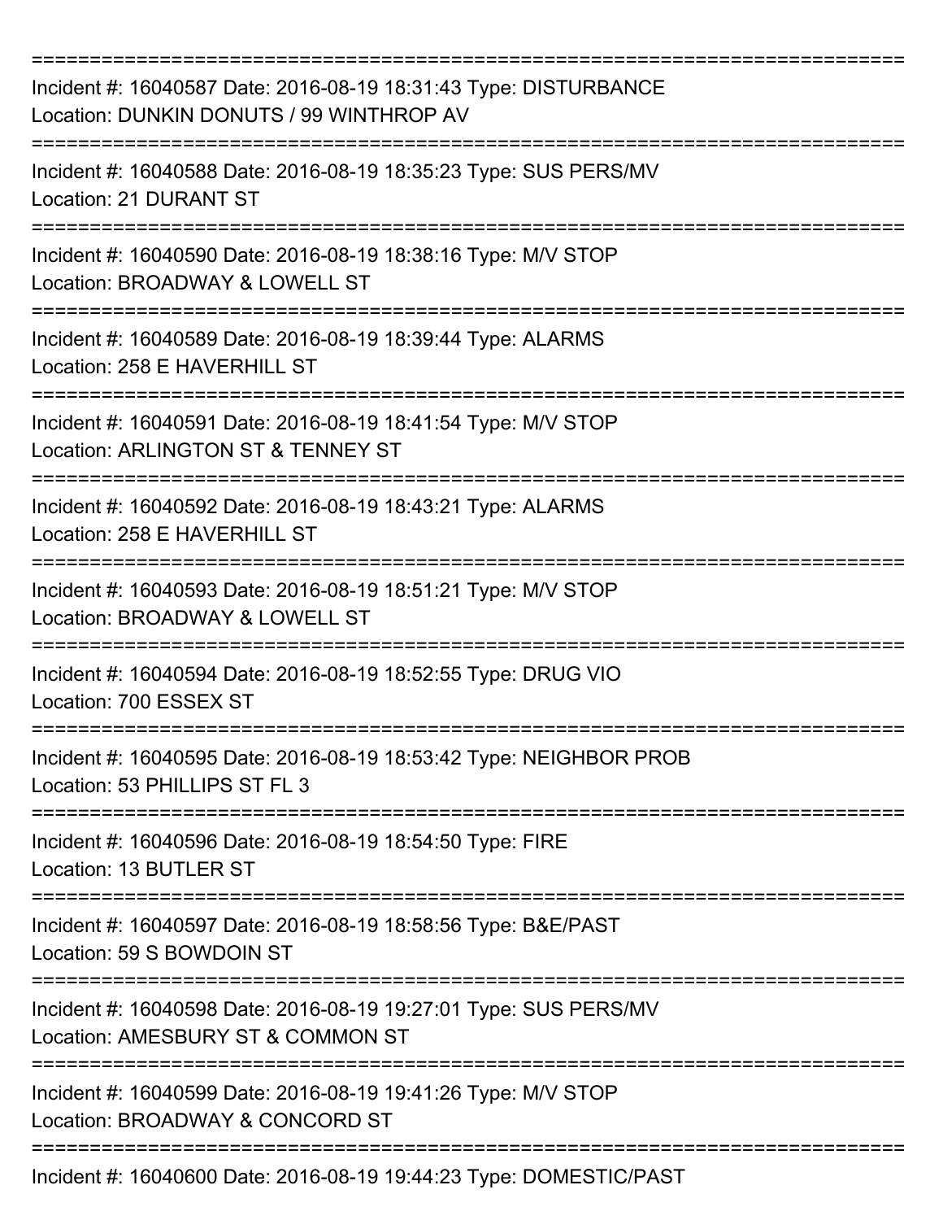===========================================================================
Incident #: 16040587 Date: 2016-08-19 18:31:43 Type: DISTURBANCE
Location: DUNKIN DONUTS / 99 WINTHROP AV
===========================================================================
Incident #: 16040588 Date: 2016-08-19 18:35:23 Type: SUS PERS/MV
Location: 21 DURANT ST
===========================================================================
Incident #: 16040590 Date: 2016-08-19 18:38:16 Type: M/V STOP
Location: BROADWAY & LOWELL ST
===========================================================================
Incident #: 16040589 Date: 2016-08-19 18:39:44 Type: ALARMS
Location: 258 E HAVERHILL ST
===========================================================================
Incident #: 16040591 Date: 2016-08-19 18:41:54 Type: M/V STOP
Location: ARLINGTON ST & TENNEY ST
===========================================================================
Incident #: 16040592 Date: 2016-08-19 18:43:21 Type: ALARMS
Location: 258 E HAVERHILL ST
===========================================================================
Incident #: 16040593 Date: 2016-08-19 18:51:21 Type: M/V STOP
Location: BROADWAY & LOWELL ST
===========================================================================
Incident #: 16040594 Date: 2016-08-19 18:52:55 Type: DRUG VIO
Location: 700 ESSEX ST
===========================================================================
Incident #: 16040595 Date: 2016-08-19 18:53:42 Type: NEIGHBOR PROB
Location: 53 PHILLIPS ST FL 3
===========================================================================
Incident #: 16040596 Date: 2016-08-19 18:54:50 Type: FIRE
Location: 13 BUTLER ST
===========================================================================
Incident #: 16040597 Date: 2016-08-19 18:58:56 Type: B&E/PAST
Location: 59 S BOWDOIN ST
===========================================================================
Incident #: 16040598 Date: 2016-08-19 19:27:01 Type: SUS PERS/MV
Location: AMESBURY ST & COMMON ST
===========================================================================
Incident #: 16040599 Date: 2016-08-19 19:41:26 Type: M/V STOP
Location: BROADWAY & CONCORD ST
===========================================================================
Incident #: 16040600 Date: 2016-08-19 19:44:23 Type: DOMESTIC/PAST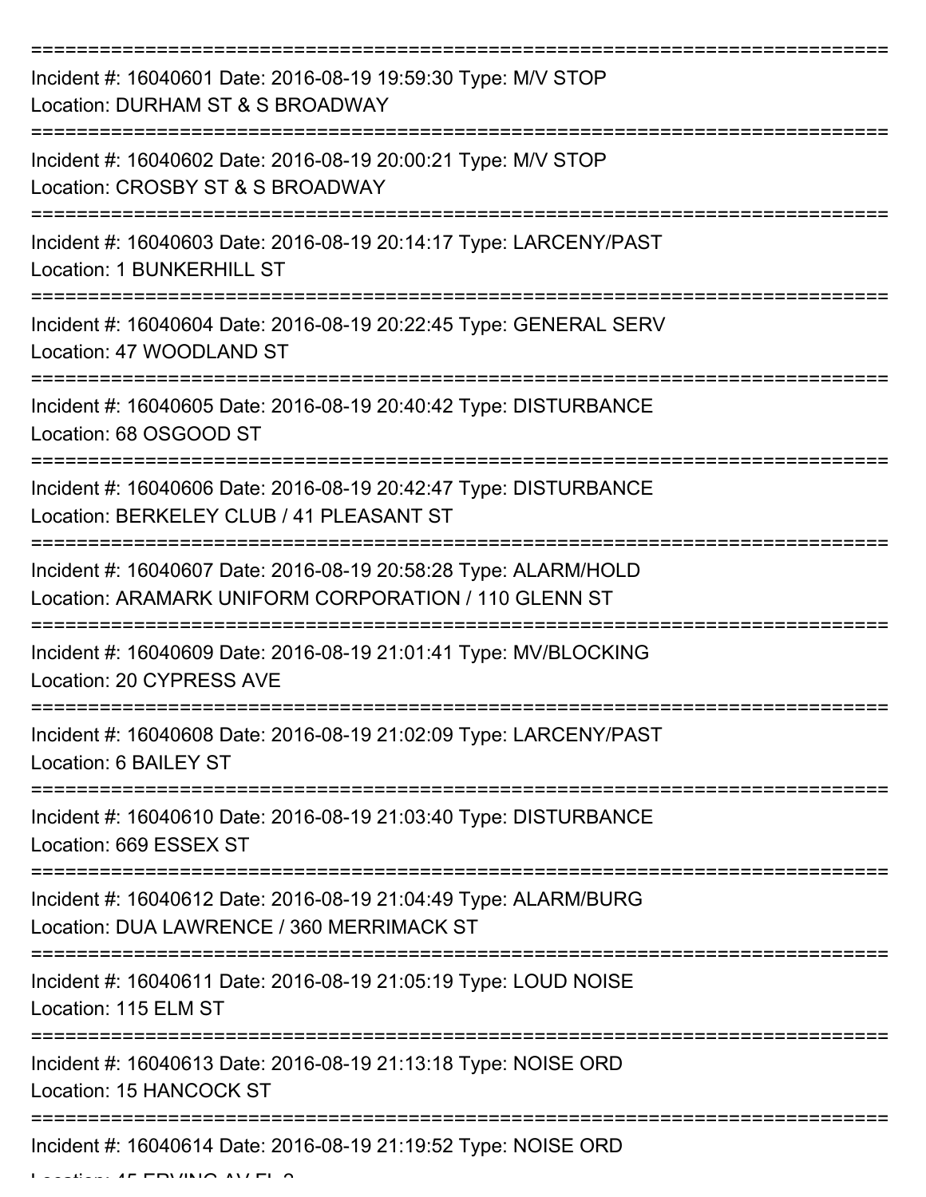==============================================================================

Incident #: 16040601 Date: 2016-08-19 19:59:30 Type: M/V STOP
Location: DURHAM ST & S BROADWAY

==============================================================================

Incident #: 16040602 Date: 2016-08-19 20:00:21 Type: M/V STOP
Location: CROSBY ST & S BROADWAY

==============================================================================

Incident #: 16040603 Date: 2016-08-19 20:14:17 Type: LARCENY/PAST
Location: 1 BUNKERHILL ST

==============================================================================

Incident #: 16040604 Date: 2016-08-19 20:22:45 Type: GENERAL SERV
Location: 47 WOODLAND ST

==============================================================================

Incident #: 16040605 Date: 2016-08-19 20:40:42 Type: DISTURBANCE
Location: 68 OSGOOD ST

==============================================================================

Incident #: 16040606 Date: 2016-08-19 20:42:47 Type: DISTURBANCE
Location: BERKELEY CLUB / 41 PLEASANT ST

==============================================================================

Incident #: 16040607 Date: 2016-08-19 20:58:28 Type: ALARM/HOLD
Location: ARAMARK UNIFORM CORPORATION / 110 GLENN ST

==============================================================================

Incident #: 16040609 Date: 2016-08-19 21:01:41 Type: MV/BLOCKING
Location: 20 CYPRESS AVE

==============================================================================

Incident #: 16040608 Date: 2016-08-19 21:02:09 Type: LARCENY/PAST
Location: 6 BAILEY ST

==============================================================================

Incident #: 16040610 Date: 2016-08-19 21:03:40 Type: DISTURBANCE
Location: 669 ESSEX ST

==============================================================================

Incident #: 16040612 Date: 2016-08-19 21:04:49 Type: ALARM/BURG
Location: DUA LAWRENCE / 360 MERRIMACK ST

==============================================================================

Incident #: 16040611 Date: 2016-08-19 21:05:19 Type: LOUD NOISE
Location: 115 ELM ST

==============================================================================

Incident #: 16040613 Date: 2016-08-19 21:13:18 Type: NOISE ORD
Location: 15 HANCOCK ST

==============================================================================

Incident #: 16040614 Date: 2016-08-19 21:19:52 Type: NOISE ORD
Location: 45 ERVING AV FL 2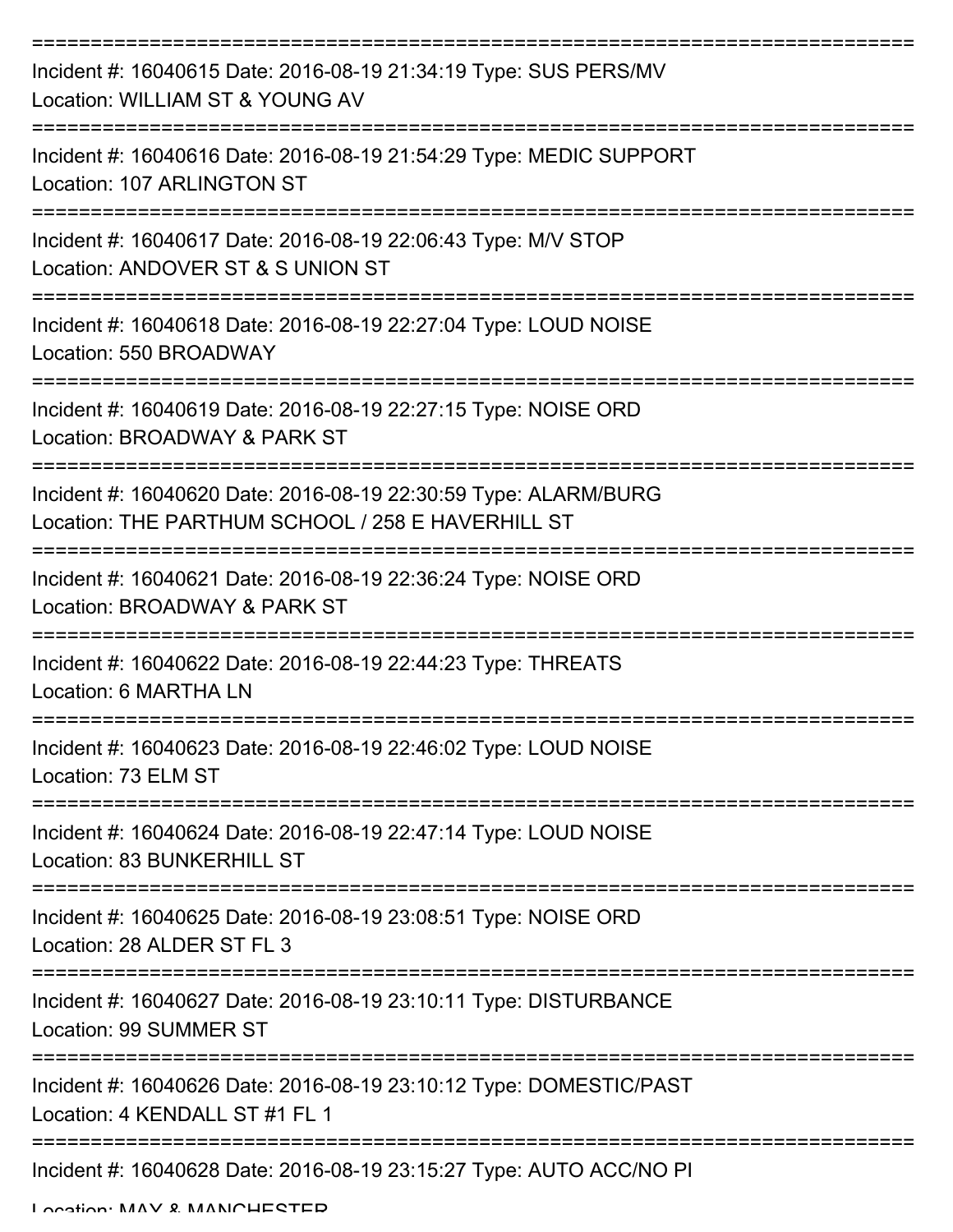===========================================================================

Incident #: 16040615 Date: 2016-08-19 21:34:19 Type: SUS PERS/MV
Location: WILLIAM ST & YOUNG AV

===========================================================================

Incident #: 16040616 Date: 2016-08-19 21:54:29 Type: MEDIC SUPPORT
Location: 107 ARLINGTON ST

===========================================================================

Incident #: 16040617 Date: 2016-08-19 22:06:43 Type: M/V STOP
Location: ANDOVER ST & S UNION ST

===========================================================================

Incident #: 16040618 Date: 2016-08-19 22:27:04 Type: LOUD NOISE
Location: 550 BROADWAY

===========================================================================

Incident #: 16040619 Date: 2016-08-19 22:27:15 Type: NOISE ORD
Location: BROADWAY & PARK ST

===========================================================================

Incident #: 16040620 Date: 2016-08-19 22:30:59 Type: ALARM/BURG
Location: THE PARTHUM SCHOOL / 258 E HAVERHILL ST

===========================================================================

Incident #: 16040621 Date: 2016-08-19 22:36:24 Type: NOISE ORD
Location: BROADWAY & PARK ST

===========================================================================

Incident #: 16040622 Date: 2016-08-19 22:44:23 Type: THREATS
Location: 6 MARTHA LN

===========================================================================

Incident #: 16040623 Date: 2016-08-19 22:46:02 Type: LOUD NOISE
Location: 73 ELM ST

===========================================================================

Incident #: 16040624 Date: 2016-08-19 22:47:14 Type: LOUD NOISE
Location: 83 BUNKERHILL ST

===========================================================================

Incident #: 16040625 Date: 2016-08-19 23:08:51 Type: NOISE ORD
Location: 28 ALDER ST FL 3

===========================================================================

Incident #: 16040627 Date: 2016-08-19 23:10:11 Type: DISTURBANCE
Location: 99 SUMMER ST

===========================================================================

Incident #: 16040626 Date: 2016-08-19 23:10:12 Type: DOMESTIC/PAST
Location: 4 KENDALL ST #1 FL 1

===========================================================================

Incident #: 16040628 Date: 2016-08-19 23:15:27 Type: AUTO ACC/NO PI
Location: MAY & MANCHESTER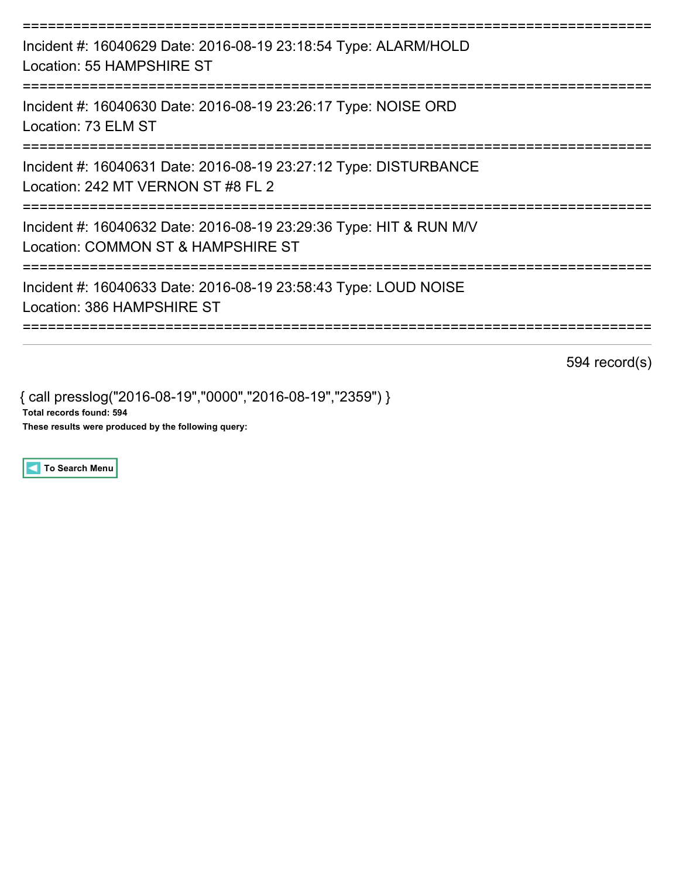===========================================================================

Incident #: 16040629 Date: 2016-08-19 23:18:54 Type: ALARM/HOLD
Location: 55 HAMPSHIRE ST

===========================================================================

Incident #: 16040630 Date: 2016-08-19 23:26:17 Type: NOISE ORD
Location: 73 ELM ST

===========================================================================

Incident #: 16040631 Date: 2016-08-19 23:27:12 Type: DISTURBANCE
Location: 242 MT VERNON ST #8 FL 2

===========================================================================

Incident #: 16040632 Date: 2016-08-19 23:29:36 Type: HIT & RUN M/V
Location: COMMON ST & HAMPSHIRE ST

===========================================================================

Incident #: 16040633 Date: 2016-08-19 23:58:43 Type: LOUD NOISE
Location: 386 HAMPSHIRE ST

===========================================================================

594 record(s)

{ call presslog("2016-08-19","0000","2016-08-19","2359") }

**Total records found: 594**

**These results were produced by the following query:**

To Search Menu